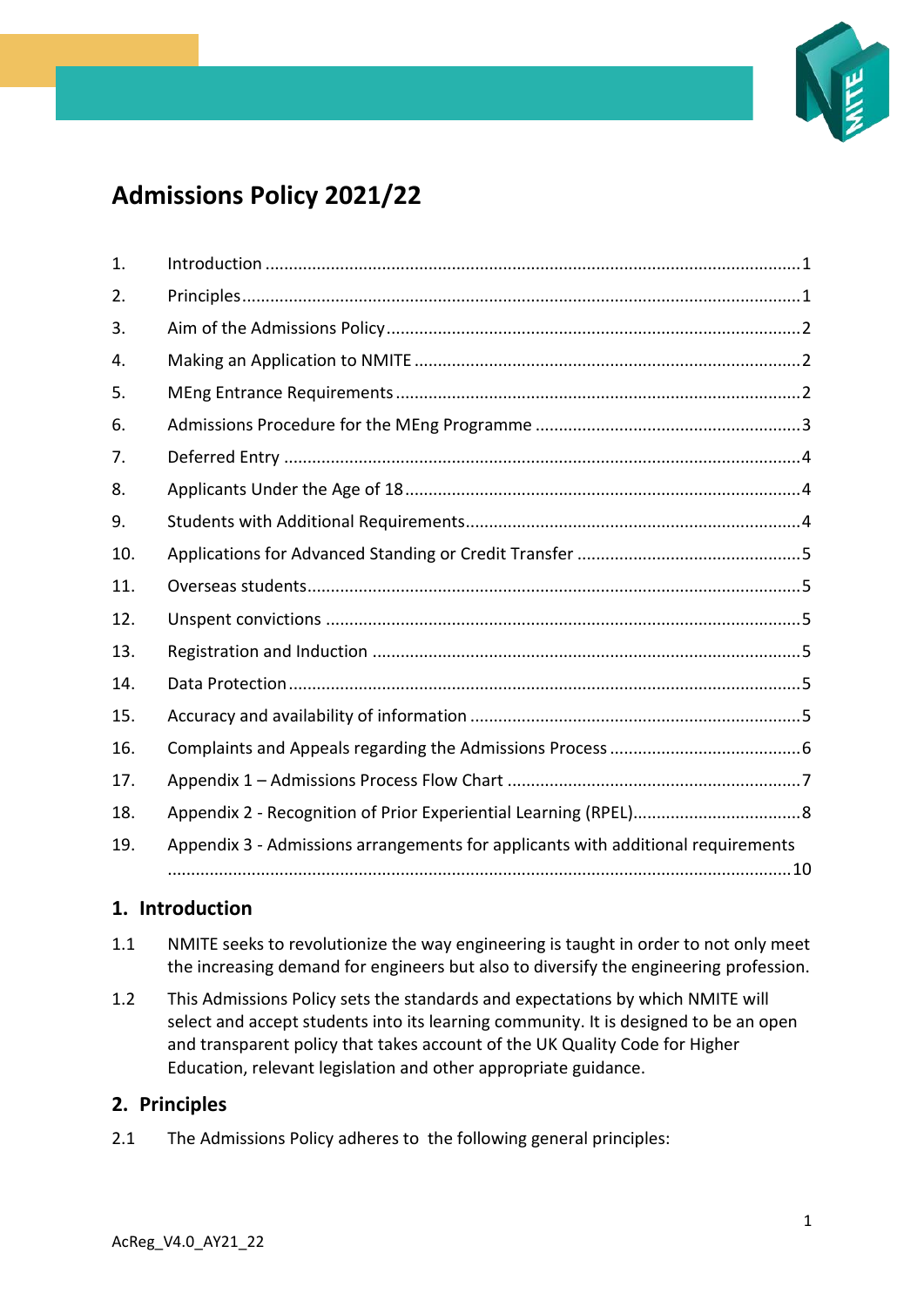# Admissions Policy 2021/22

| | | |
|---|---|---|
| 1. | Introduction | 1 |
| 2. | Principles | 1 |
| 3. | Aim of the Admissions Policy | 2 |
| 4. | Making an Application to NMITE | 2 |
| 5. | MEng Entrance Requirements | 2 |
| 6. | Admissions Procedure for the MEng Programme | 3 |
| 7. | Deferred Entry | 4 |
| 8. | Applicants Under the Age of 18 | 4 |
| 9. | Students with Additional Requirements | 4 |
| 10. | Applications for Advanced Standing or Credit Transfer | 5 |
| 11. | Overseas students | 5 |
| 12. | Unspent convictions | 5 |
| 13. | Registration and Induction | 5 |
| 14. | Data Protection | 5 |
| 15. | Accuracy and availability of information | 5 |
| 16. | Complaints and Appeals regarding the Admissions Process | 6 |
| 17. | Appendix 1 – Admissions Process Flow Chart | 7 |
| 18. | Appendix 2 - Recognition of Prior Experiential Learning (RPEL) | 8 |
| 19. | Appendix 3 - Admissions arrangements for applicants with additional requirements | 10 |

## 1. Introduction

1.1 NMITE seeks to revolutionize the way engineering is taught in order to not only meet the increasing demand for engineers but also to diversify the engineering profession.

1.2 This Admissions Policy sets the standards and expectations by which NMITE will select and accept students into its learning community. It is designed to be an open and transparent policy that takes account of the UK Quality Code for Higher Education, relevant legislation and other appropriate guidance.

## 2. Principles

2.1 The Admissions Policy adheres to the following general principles: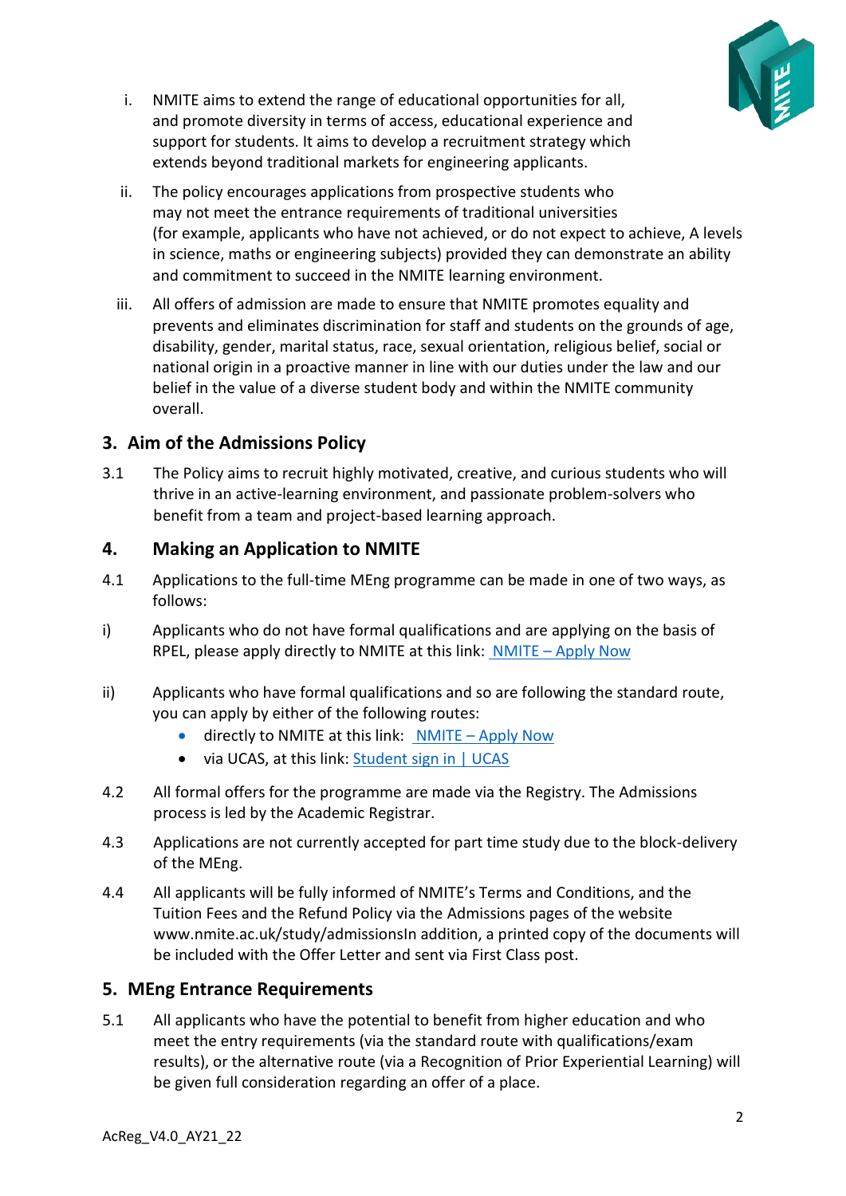i. NMITE aims to extend the range of educational opportunities for all, and promote diversity in terms of access, educational experience and support for students. It aims to develop a recruitment strategy which extends beyond traditional markets for engineering applicants.

ii. The policy encourages applications from prospective students who may not meet the entrance requirements of traditional universities (for example, applicants who have not achieved, or do not expect to achieve, A levels in science, maths or engineering subjects) provided they can demonstrate an ability and commitment to succeed in the NMITE learning environment.

iii. All offers of admission are made to ensure that NMITE promotes equality and prevents and eliminates discrimination for staff and students on the grounds of age, disability, gender, marital status, race, sexual orientation, religious belief, social or national origin in a proactive manner in line with our duties under the law and our belief in the value of a diverse student body and within the NMITE community overall.

## 3. Aim of the Admissions Policy

3.1 The Policy aims to recruit highly motivated, creative, and curious students who will thrive in an active-learning environment, and passionate problem-solvers who benefit from a team and project-based learning approach.

## 4. Making an Application to NMITE

4.1 Applications to the full-time MEng programme can be made in one of two ways, as follows:

i) Applicants who do not have formal qualifications and are applying on the basis of RPEL, please apply directly to NMITE at this link: NMITE – Apply Now

ii) Applicants who have formal qualifications and so are following the standard route, you can apply by either of the following routes:

- directly to NMITE at this link: NMITE – Apply Now
- via UCAS, at this link: Student sign in | UCAS

4.2 All formal offers for the programme are made via the Registry. The Admissions process is led by the Academic Registrar.

4.3 Applications are not currently accepted for part time study due to the block-delivery of the MEng.

4.4 All applicants will be fully informed of NMITE's Terms and Conditions, and the Tuition Fees and the Refund Policy via the Admissions pages of the website www.nmite.ac.uk/study/admissionsIn addition, a printed copy of the documents will be included with the Offer Letter and sent via First Class post.

## 5. MEng Entrance Requirements

5.1 All applicants who have the potential to benefit from higher education and who meet the entry requirements (via the standard route with qualifications/exam results), or the alternative route (via a Recognition of Prior Experiential Learning) will be given full consideration regarding an offer of a place.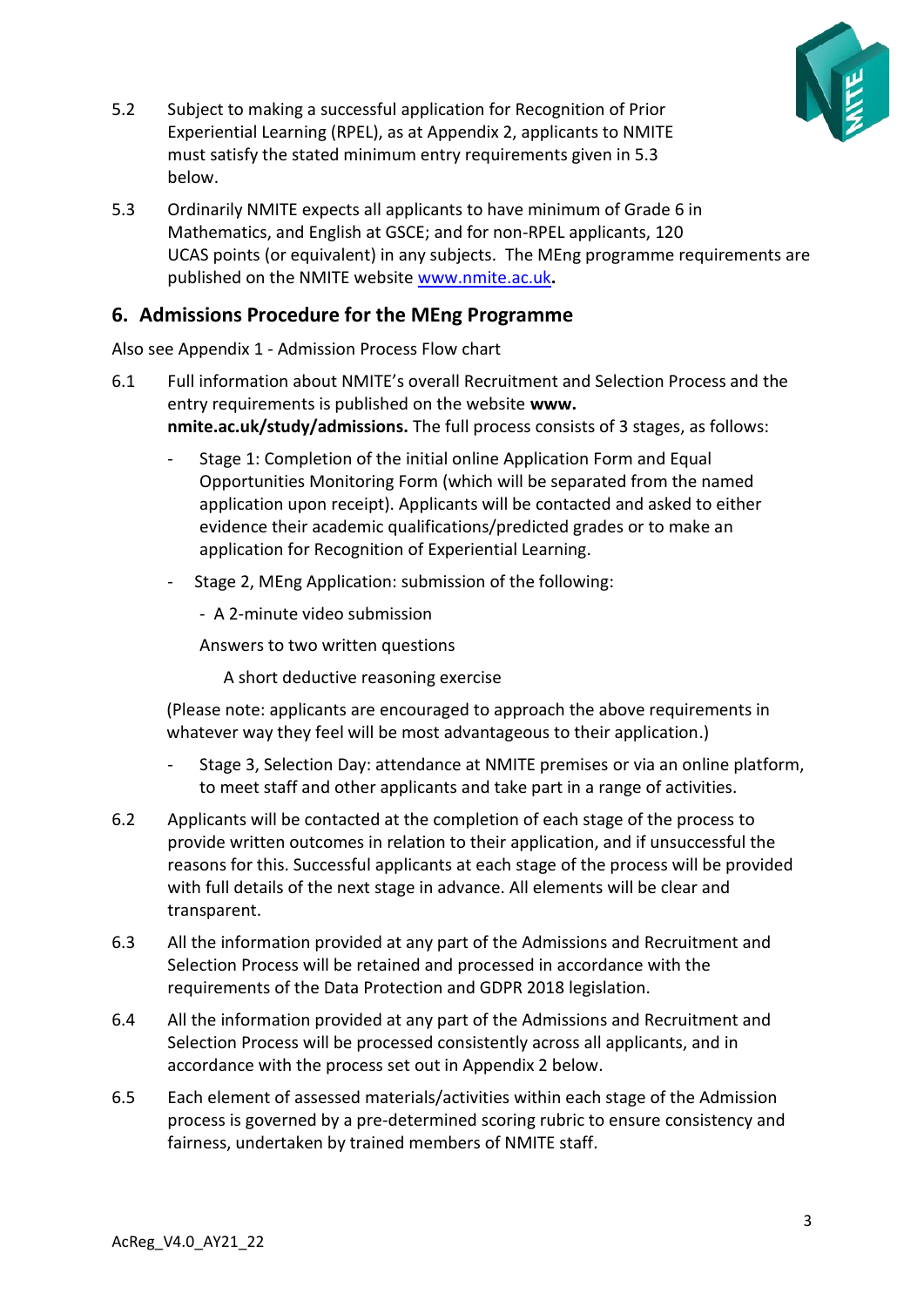5.2 Subject to making a successful application for Recognition of Prior Experiential Learning (RPEL), as at Appendix 2, applicants to NMITE must satisfy the stated minimum entry requirements given in 5.3 below.

5.3 Ordinarily NMITE expects all applicants to have minimum of Grade 6 in Mathematics, and English at GSCE; and for non-RPEL applicants, 120 UCAS points (or equivalent) in any subjects. The MEng programme requirements are published on the NMITE website www.nmite.ac.uk**.**

## 6. Admissions Procedure for the MEng Programme

Also see Appendix 1 - Admission Process Flow chart

6.1 Full information about NMITE's overall Recruitment and Selection Process and the entry requirements is published on the website **www. nmite.ac.uk/study/admissions.** The full process consists of 3 stages, as follows:

- Stage 1: Completion of the initial online Application Form and Equal Opportunities Monitoring Form (which will be separated from the named application upon receipt). Applicants will be contacted and asked to either evidence their academic qualifications/predicted grades or to make an application for Recognition of Experiential Learning.
- Stage 2, MEng Application: submission of the following:
  - A 2-minute video submission

    Answers to two written questions

    A short deductive reasoning exercise

  (Please note: applicants are encouraged to approach the above requirements in whatever way they feel will be most advantageous to their application.)
- Stage 3, Selection Day: attendance at NMITE premises or via an online platform, to meet staff and other applicants and take part in a range of activities.

6.2 Applicants will be contacted at the completion of each stage of the process to provide written outcomes in relation to their application, and if unsuccessful the reasons for this. Successful applicants at each stage of the process will be provided with full details of the next stage in advance. All elements will be clear and transparent.

6.3 All the information provided at any part of the Admissions and Recruitment and Selection Process will be retained and processed in accordance with the requirements of the Data Protection and GDPR 2018 legislation.

6.4 All the information provided at any part of the Admissions and Recruitment and Selection Process will be processed consistently across all applicants, and in accordance with the process set out in Appendix 2 below.

6.5 Each element of assessed materials/activities within each stage of the Admission process is governed by a pre-determined scoring rubric to ensure consistency and fairness, undertaken by trained members of NMITE staff.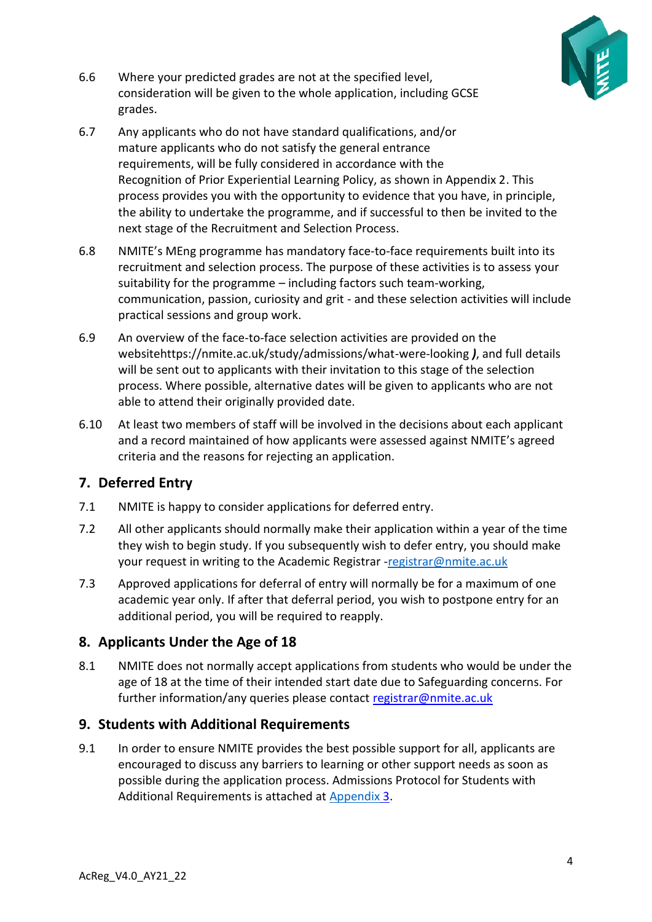6.6 Where your predicted grades are not at the specified level, consideration will be given to the whole application, including GCSE grades.

6.7 Any applicants who do not have standard qualifications, and/or mature applicants who do not satisfy the general entrance requirements, will be fully considered in accordance with the Recognition of Prior Experiential Learning Policy, as shown in Appendix 2. This process provides you with the opportunity to evidence that you have, in principle, the ability to undertake the programme, and if successful to then be invited to the next stage of the Recruitment and Selection Process.

6.8 NMITE's MEng programme has mandatory face-to-face requirements built into its recruitment and selection process. The purpose of these activities is to assess your suitability for the programme – including factors such team-working, communication, passion, curiosity and grit - and these selection activities will include practical sessions and group work.

6.9 An overview of the face-to-face selection activities are provided on the websitehttps://nmite.ac.uk/study/admissions/what-were-looking ***)***, and full details will be sent out to applicants with their invitation to this stage of the selection process. Where possible, alternative dates will be given to applicants who are not able to attend their originally provided date.

6.10 At least two members of staff will be involved in the decisions about each applicant and a record maintained of how applicants were assessed against NMITE's agreed criteria and the reasons for rejecting an application.

## 7. Deferred Entry

7.1 NMITE is happy to consider applications for deferred entry.

7.2 All other applicants should normally make their application within a year of the time they wish to begin study. If you subsequently wish to defer entry, you should make your request in writing to the Academic Registrar -registrar@nmite.ac.uk

7.3 Approved applications for deferral of entry will normally be for a maximum of one academic year only. If after that deferral period, you wish to postpone entry for an additional period, you will be required to reapply.

## 8. Applicants Under the Age of 18

8.1 NMITE does not normally accept applications from students who would be under the age of 18 at the time of their intended start date due to Safeguarding concerns. For further information/any queries please contact registrar@nmite.ac.uk

## 9. Students with Additional Requirements

9.1 In order to ensure NMITE provides the best possible support for all, applicants are encouraged to discuss any barriers to learning or other support needs as soon as possible during the application process. Admissions Protocol for Students with Additional Requirements is attached at Appendix 3.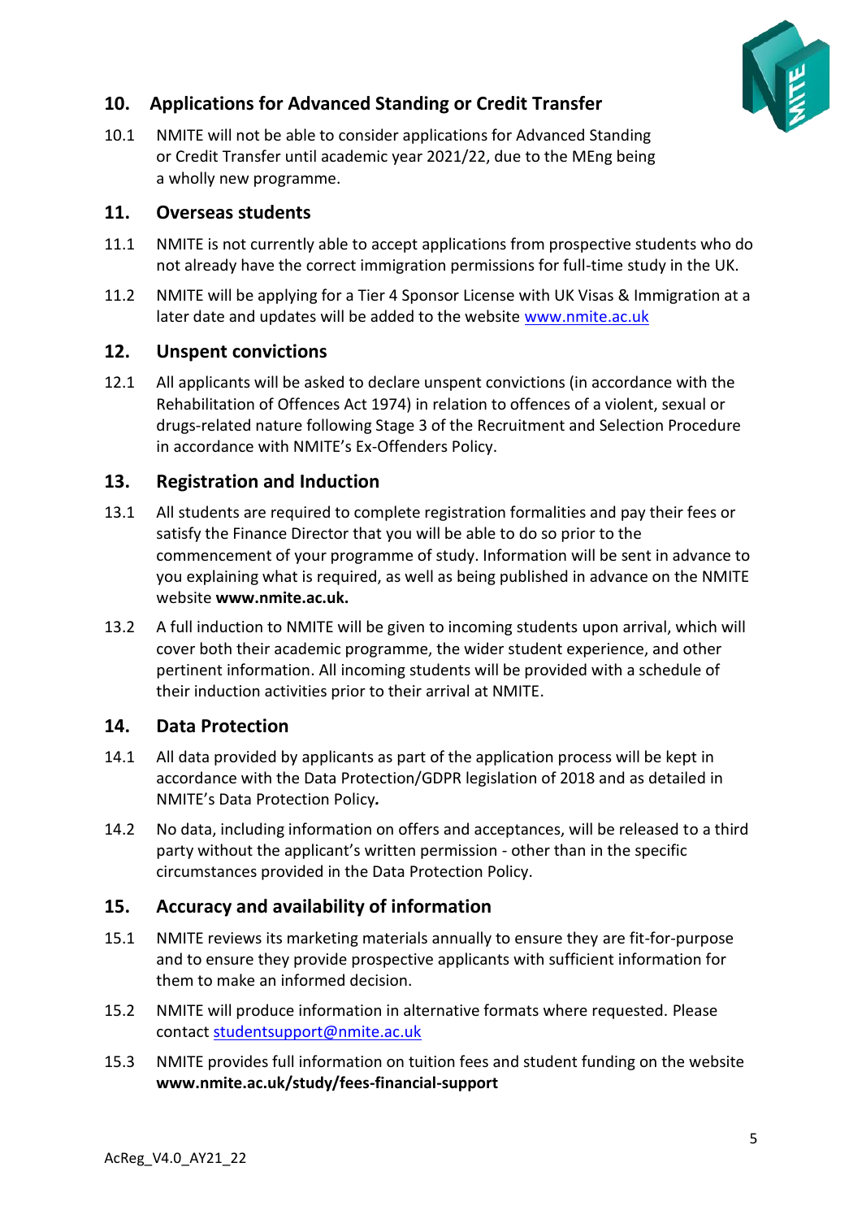## 10. Applications for Advanced Standing or Credit Transfer

10.1 NMITE will not be able to consider applications for Advanced Standing or Credit Transfer until academic year 2021/22, due to the MEng being a wholly new programme.

## 11. Overseas students

11.1 NMITE is not currently able to accept applications from prospective students who do not already have the correct immigration permissions for full-time study in the UK.

11.2 NMITE will be applying for a Tier 4 Sponsor License with UK Visas & Immigration at a later date and updates will be added to the website www.nmite.ac.uk

## 12. Unspent convictions

12.1 All applicants will be asked to declare unspent convictions (in accordance with the Rehabilitation of Offences Act 1974) in relation to offences of a violent, sexual or drugs-related nature following Stage 3 of the Recruitment and Selection Procedure in accordance with NMITE's Ex-Offenders Policy.

## 13. Registration and Induction

13.1 All students are required to complete registration formalities and pay their fees or satisfy the Finance Director that you will be able to do so prior to the commencement of your programme of study. Information will be sent in advance to you explaining what is required, as well as being published in advance on the NMITE website **www.nmite.ac.uk.**

13.2 A full induction to NMITE will be given to incoming students upon arrival, which will cover both their academic programme, the wider student experience, and other pertinent information. All incoming students will be provided with a schedule of their induction activities prior to their arrival at NMITE.

## 14. Data Protection

14.1 All data provided by applicants as part of the application process will be kept in accordance with the Data Protection/GDPR legislation of 2018 and as detailed in NMITE's Data Protection Policy*.*

14.2 No data, including information on offers and acceptances, will be released to a third party without the applicant's written permission - other than in the specific circumstances provided in the Data Protection Policy.

## 15. Accuracy and availability of information

15.1 NMITE reviews its marketing materials annually to ensure they are fit-for-purpose and to ensure they provide prospective applicants with sufficient information for them to make an informed decision.

15.2 NMITE will produce information in alternative formats where requested. Please contact studentsupport@nmite.ac.uk

15.3 NMITE provides full information on tuition fees and student funding on the website **www.nmite.ac.uk/study/fees-financial-support**

AcReg_V4.0_AY21_22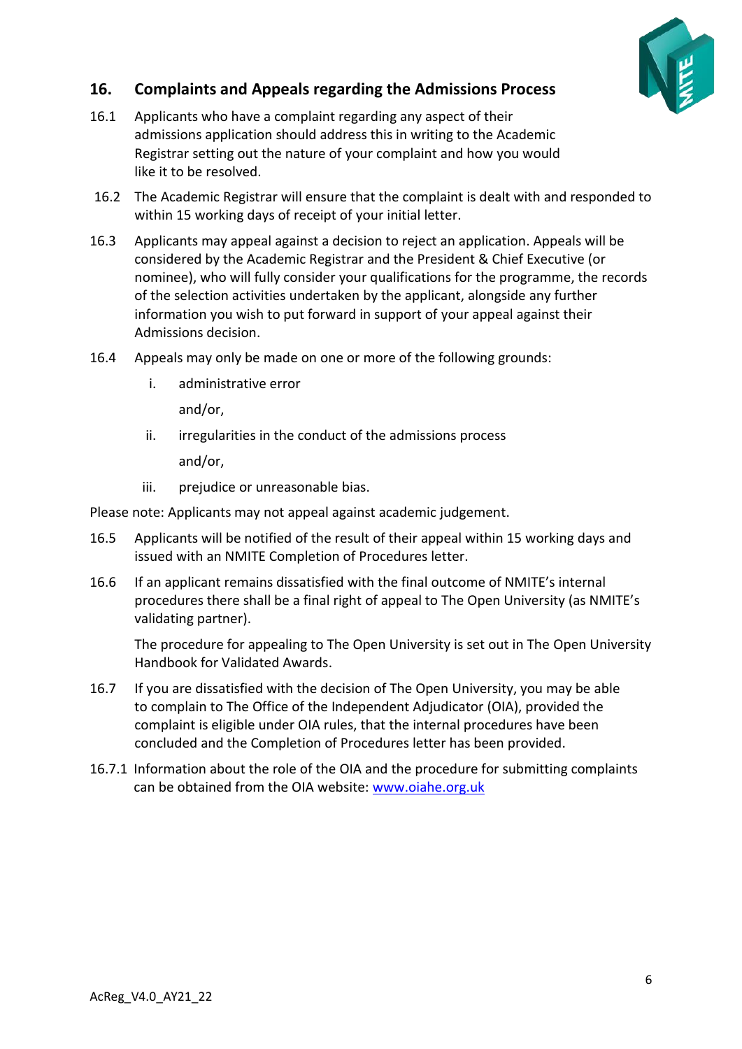## 16. Complaints and Appeals regarding the Admissions Process

16.1 Applicants who have a complaint regarding any aspect of their admissions application should address this in writing to the Academic Registrar setting out the nature of your complaint and how you would like it to be resolved.

16.2 The Academic Registrar will ensure that the complaint is dealt with and responded to within 15 working days of receipt of your initial letter.

16.3 Applicants may appeal against a decision to reject an application. Appeals will be considered by the Academic Registrar and the President & Chief Executive (or nominee), who will fully consider your qualifications for the programme, the records of the selection activities undertaken by the applicant, alongside any further information you wish to put forward in support of your appeal against their Admissions decision.

16.4 Appeals may only be made on one or more of the following grounds:

i. administrative error

   and/or,

ii. irregularities in the conduct of the admissions process

   and/or,

iii. prejudice or unreasonable bias.

Please note: Applicants may not appeal against academic judgement.

16.5 Applicants will be notified of the result of their appeal within 15 working days and issued with an NMITE Completion of Procedures letter.

16.6 If an applicant remains dissatisfied with the final outcome of NMITE's internal procedures there shall be a final right of appeal to The Open University (as NMITE's validating partner).

The procedure for appealing to The Open University is set out in The Open University Handbook for Validated Awards.

16.7 If you are dissatisfied with the decision of The Open University, you may be able to complain to The Office of the Independent Adjudicator (OIA), provided the complaint is eligible under OIA rules, that the internal procedures have been concluded and the Completion of Procedures letter has been provided.

16.7.1 Information about the role of the OIA and the procedure for submitting complaints can be obtained from the OIA website: [www.oiahe.org.uk](http://www.oiahe.org.uk)

AcReg_V4.0_AY21_22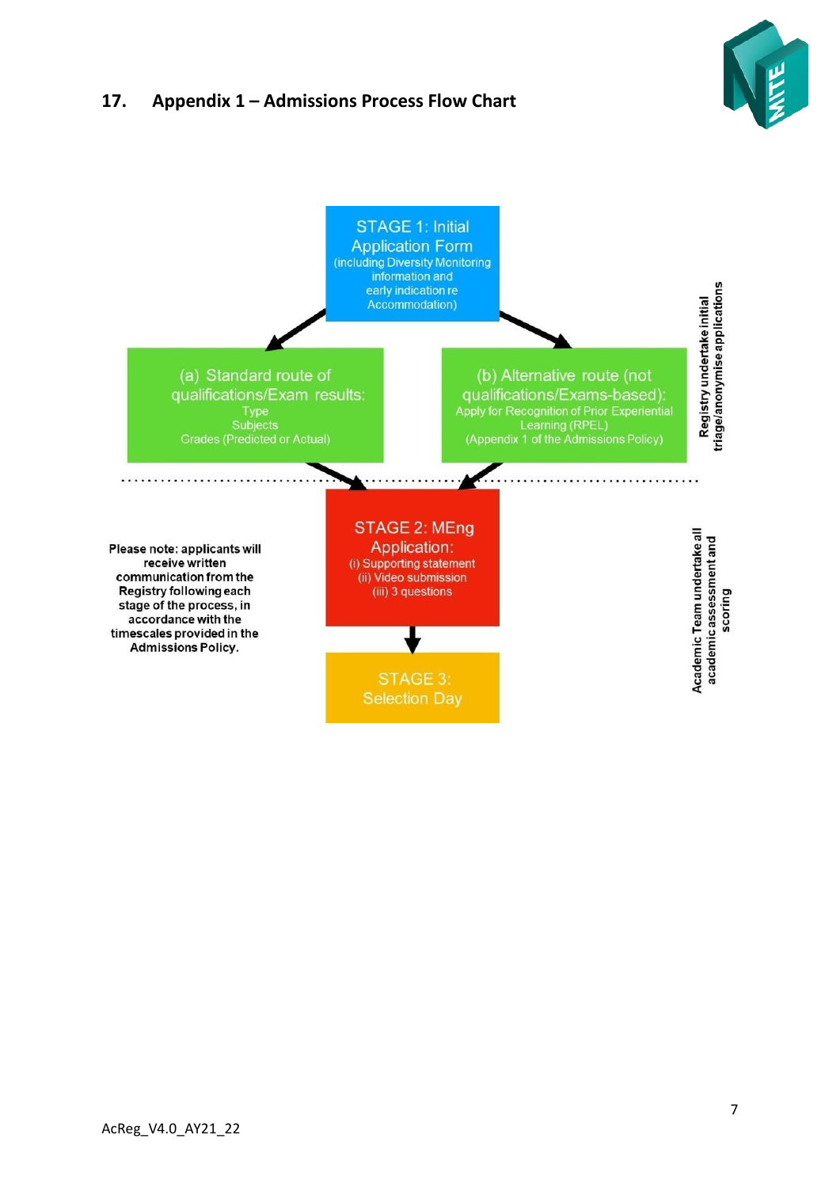## 17. Appendix 1 – Admissions Process Flow Chart

**STAGE 1: Initial Application Form**
(including Diversity Monitoring information and early indication re Accommodation)

**(a) Standard route of qualifications/Exam results:**
Type
Subjects
Grades (Predicted or Actual)

**(b) Alternative route (not qualifications/Exams-based):**
Apply for Recognition of Prior Experiential Learning (RPEL)
(Appendix 1 of the Admissions Policy)

*Registry undertake initial triage/anonymise applications*

**STAGE 2: MEng Application:**
(i) Supporting statement
(ii) Video submission
(iii) 3 questions

**STAGE 3: Selection Day**

*Academic Team undertake all academic assessment and scoring*

**Please note: applicants will receive written communication from the Registry following each stage of the process, in accordance with the timescales provided in the Admissions Policy.**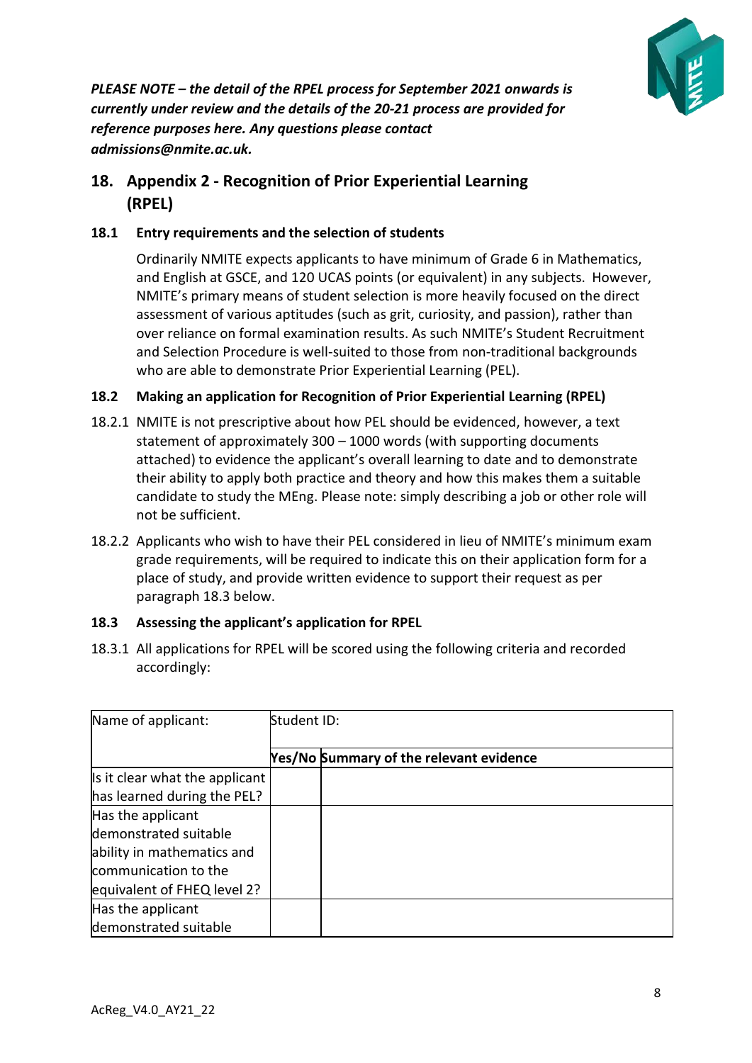***PLEASE NOTE – the detail of the RPEL process for September 2021 onwards is currently under review and the details of the 20-21 process are provided for reference purposes here. Any questions please contact admissions@nmite.ac.uk.***

## 18. Appendix 2 - Recognition of Prior Experiential Learning (RPEL)

### 18.1 Entry requirements and the selection of students

Ordinarily NMITE expects applicants to have minimum of Grade 6 in Mathematics, and English at GSCE, and 120 UCAS points (or equivalent) in any subjects. However, NMITE's primary means of student selection is more heavily focused on the direct assessment of various aptitudes (such as grit, curiosity, and passion), rather than over reliance on formal examination results. As such NMITE's Student Recruitment and Selection Procedure is well-suited to those from non-traditional backgrounds who are able to demonstrate Prior Experiential Learning (PEL).

### 18.2 Making an application for Recognition of Prior Experiential Learning (RPEL)

18.2.1 NMITE is not prescriptive about how PEL should be evidenced, however, a text statement of approximately 300 – 1000 words (with supporting documents attached) to evidence the applicant's overall learning to date and to demonstrate their ability to apply both practice and theory and how this makes them a suitable candidate to study the MEng. Please note: simply describing a job or other role will not be sufficient.

18.2.2 Applicants who wish to have their PEL considered in lieu of NMITE's minimum exam grade requirements, will be required to indicate this on their application form for a place of study, and provide written evidence to support their request as per paragraph 18.3 below.

### 18.3 Assessing the applicant's application for RPEL

18.3.1 All applications for RPEL will be scored using the following criteria and recorded accordingly:

| Name of applicant: | Student ID: | |
|---|---|---|
| | **Yes/No** | **Summary of the relevant evidence** |
| Is it clear what the applicant has learned during the PEL? | | |
| Has the applicant demonstrated suitable ability in mathematics and communication to the equivalent of FHEQ level 2? | | |
| Has the applicant demonstrated suitable | | |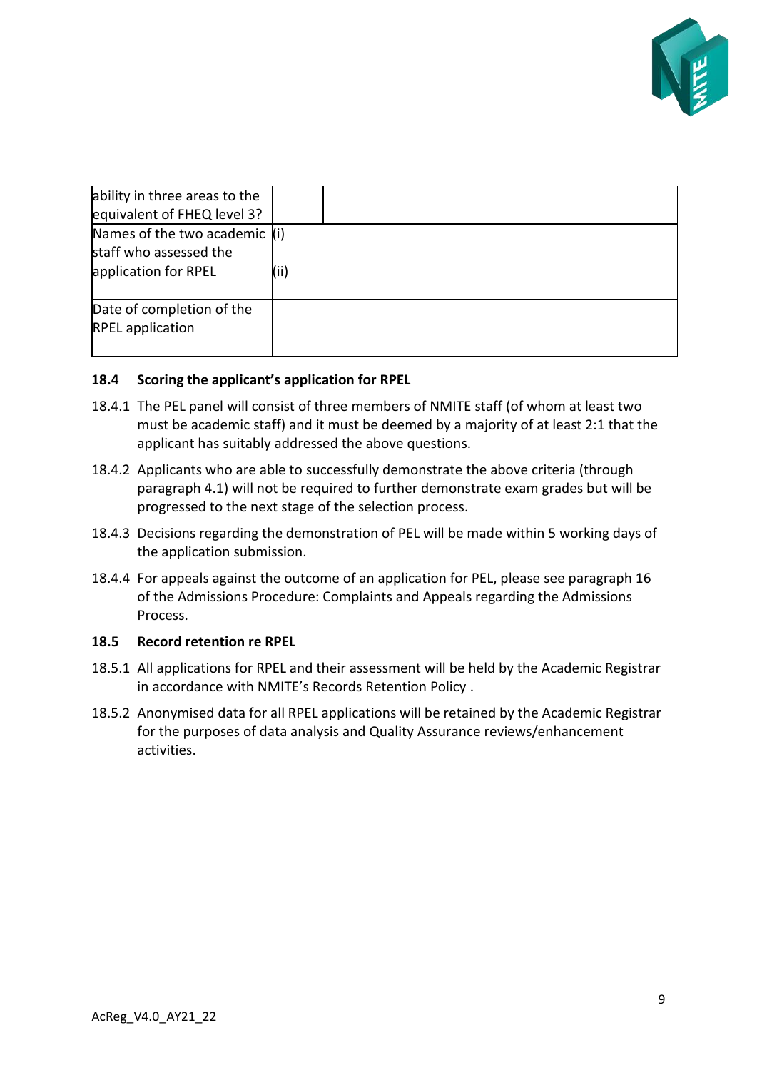| | | |
|---|---|---|
| ability in three areas to the equivalent of FHEQ level 3? | | |
| Names of the two academic staff who assessed the application for RPEL | (i)<br><br>(ii) | |
| Date of completion of the RPEL application | | |

### 18.4 Scoring the applicant's application for RPEL

18.4.1 The PEL panel will consist of three members of NMITE staff (of whom at least two must be academic staff) and it must be deemed by a majority of at least 2:1 that the applicant has suitably addressed the above questions.

18.4.2 Applicants who are able to successfully demonstrate the above criteria (through paragraph 4.1) will not be required to further demonstrate exam grades but will be progressed to the next stage of the selection process.

18.4.3 Decisions regarding the demonstration of PEL will be made within 5 working days of the application submission.

18.4.4 For appeals against the outcome of an application for PEL, please see paragraph 16 of the Admissions Procedure: Complaints and Appeals regarding the Admissions Process.

### 18.5 Record retention re RPEL

18.5.1 All applications for RPEL and their assessment will be held by the Academic Registrar in accordance with NMITE's Records Retention Policy .

18.5.2 Anonymised data for all RPEL applications will be retained by the Academic Registrar for the purposes of data analysis and Quality Assurance reviews/enhancement activities.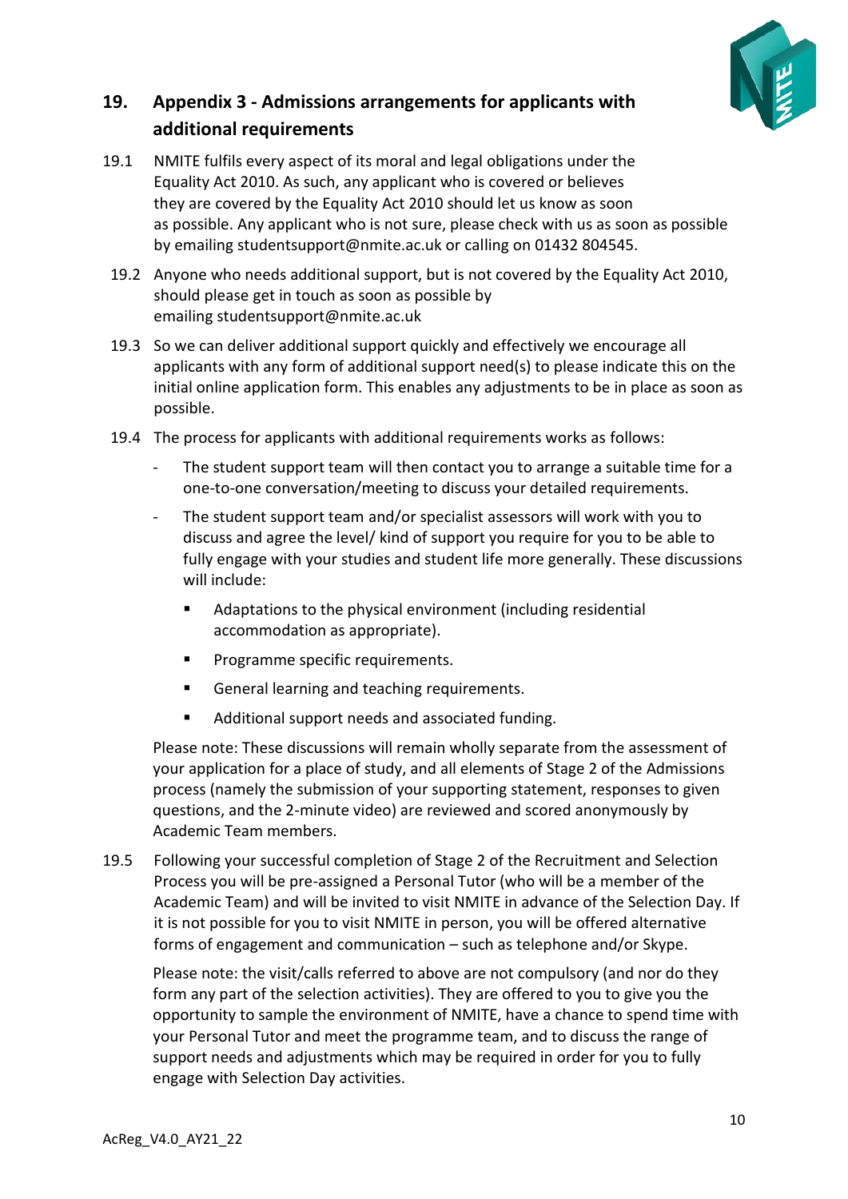## 19. Appendix 3 - Admissions arrangements for applicants with additional requirements

19.1 NMITE fulfils every aspect of its moral and legal obligations under the Equality Act 2010. As such, any applicant who is covered or believes they are covered by the Equality Act 2010 should let us know as soon as possible. Any applicant who is not sure, please check with us as soon as possible by emailing studentsupport@nmite.ac.uk or calling on 01432 804545.

19.2 Anyone who needs additional support, but is not covered by the Equality Act 2010, should please get in touch as soon as possible by emailing studentsupport@nmite.ac.uk

19.3 So we can deliver additional support quickly and effectively we encourage all applicants with any form of additional support need(s) to please indicate this on the initial online application form. This enables any adjustments to be in place as soon as possible.

19.4 The process for applicants with additional requirements works as follows:

- The student support team will then contact you to arrange a suitable time for a one-to-one conversation/meeting to discuss your detailed requirements.
- The student support team and/or specialist assessors will work with you to discuss and agree the level/ kind of support you require for you to be able to fully engage with your studies and student life more generally. These discussions will include:
  - Adaptations to the physical environment (including residential accommodation as appropriate).
  - Programme specific requirements.
  - General learning and teaching requirements.
  - Additional support needs and associated funding.

Please note: These discussions will remain wholly separate from the assessment of your application for a place of study, and all elements of Stage 2 of the Admissions process (namely the submission of your supporting statement, responses to given questions, and the 2-minute video) are reviewed and scored anonymously by Academic Team members.

19.5 Following your successful completion of Stage 2 of the Recruitment and Selection Process you will be pre-assigned a Personal Tutor (who will be a member of the Academic Team) and will be invited to visit NMITE in advance of the Selection Day. If it is not possible for you to visit NMITE in person, you will be offered alternative forms of engagement and communication – such as telephone and/or Skype.

Please note: the visit/calls referred to above are not compulsory (and nor do they form any part of the selection activities). They are offered to you to give you the opportunity to sample the environment of NMITE, have a chance to spend time with your Personal Tutor and meet the programme team, and to discuss the range of support needs and adjustments which may be required in order for you to fully engage with Selection Day activities.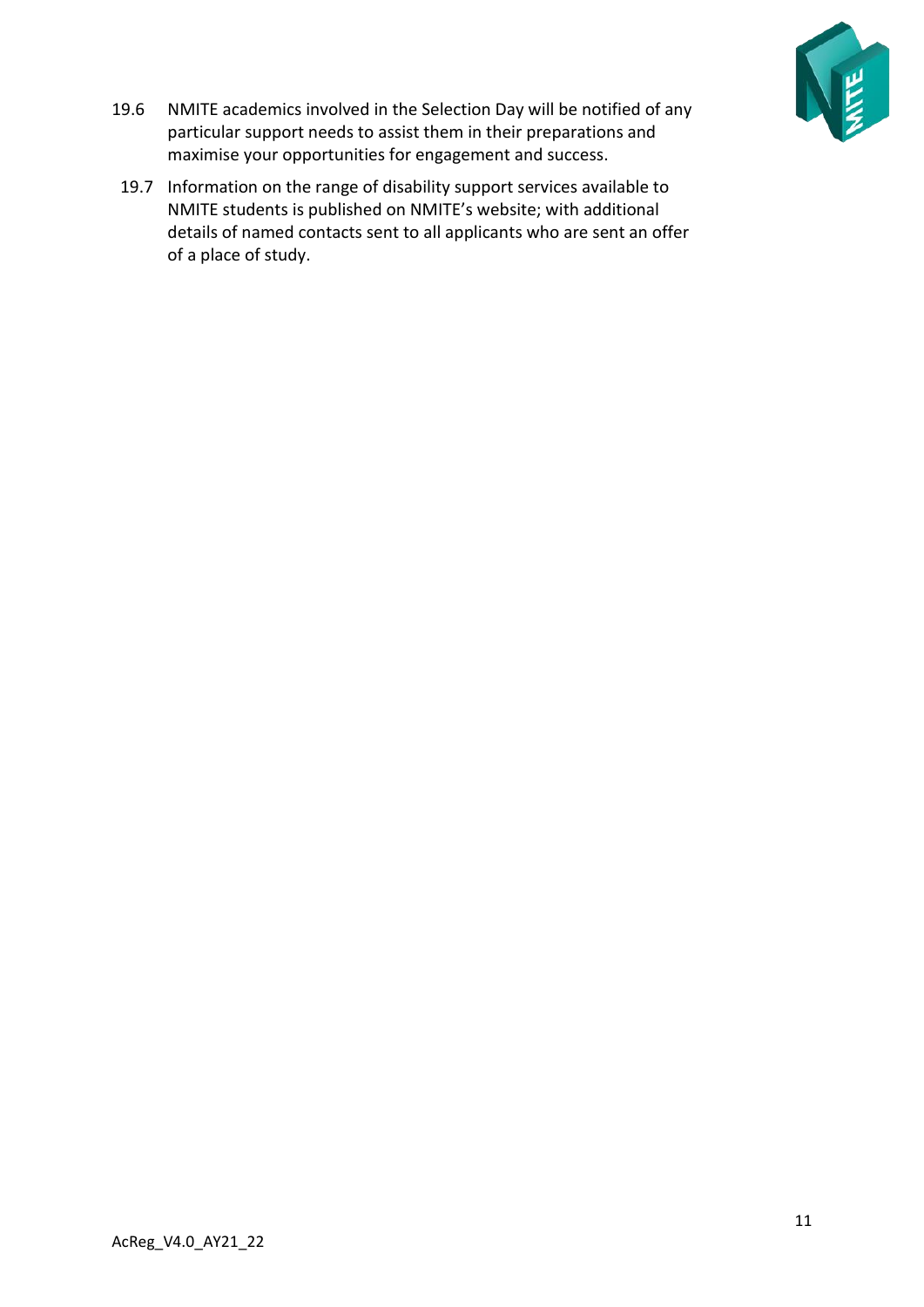19.6 NMITE academics involved in the Selection Day will be notified of any particular support needs to assist them in their preparations and maximise your opportunities for engagement and success.

19.7 Information on the range of disability support services available to NMITE students is published on NMITE's website; with additional details of named contacts sent to all applicants who are sent an offer of a place of study.